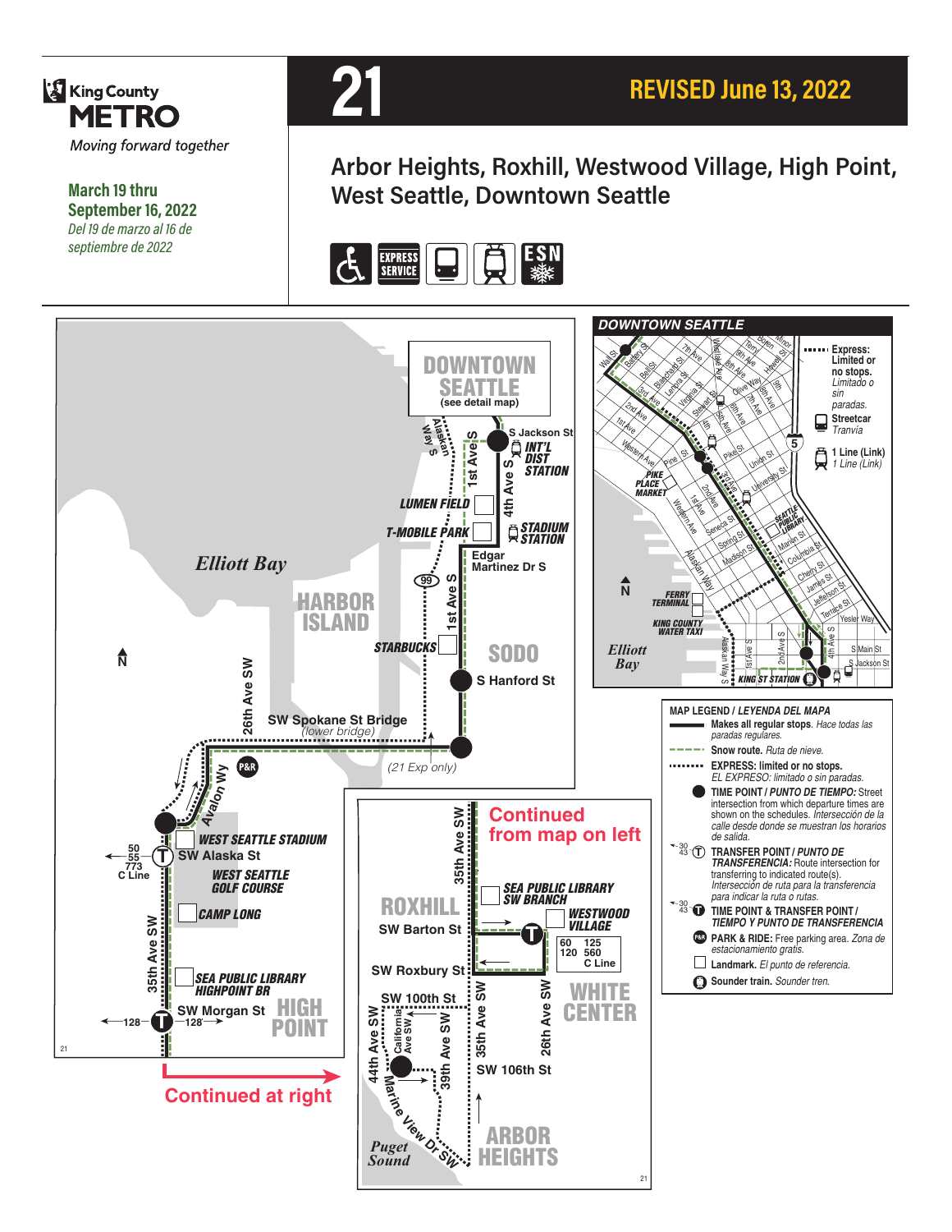King County METRO

*Moving forward together*

**March 19 thru September 16, 2022**

*Del 19 de marzo al 16 de septiembre de 2022*

# 21

**REVISED June 13, 2022**

## Arbor Heights, Roxhill, Westwood Village, High Point, West Seattle, Downtown Seattle

EXPRESS SERVICE · ESN

DOWNTOWN SEATTLE (see detail map)

S Jackson St · INT'L DIST STATION · LUMEN FIELD · T-MOBILE PARK · STADIUM STATION · Edgar Martinez Dr S · Elliott Bay · HARBOR ISLAND · STARBUCKS · SODO · S Hanford St · SW Spokane St Bridge (lower bridge) · (21 Exp only) · Avalon Wy · WEST SEATTLE STADIUM · SW Alaska St (50, 55, 773, C Line) · WEST SEATTLE GOLF COURSE · CAMP LONG · SEA PUBLIC LIBRARY HIGHPOINT BR · SW Morgan St (128) · HIGH POINT

Continued at right

Continued from map on left

ROXHILL · SW Barton St · SEA PUBLIC LIBRARY SW BRANCH · WESTWOOD VILLAGE (60, 125, 120, 560, C Line) · SW Roxbury St · WHITE CENTER · SW 100th St · SW 106th St · Marine View Dr SW · Puget Sound · ARBOR HEIGHTS

DOWNTOWN SEATTLE

PIKE PLACE MARKET · SEATTLE PUBLIC LIBRARY · FERRY TERMINAL · KING COUNTY WATER TAXI · KING ST STATION · Elliott Bay

**Express:** Limited or no stops. *Limitado o sin paradas.*

**Streetcar** *Tranvía*

**1 Line (Link)** *1 Line (Link)*

### MAP LEGEND / *LEYENDA DEL MAPA*

- **Makes all regular stops**. *Hace todas las paradas regulares.*
- **Snow route.** *Ruta de nieve.*
- **EXPRESS: limited or no stops.** *EL EXPRESO: limitado o sin paradas.*
- **TIME POINT / *PUNTO DE TIEMPO:*** Street intersection from which departure times are shown on the schedules. *Intersección de la calle desde donde se muestran los horarios de salida.*
- **TRANSFER POINT / *PUNTO DE TRANSFERENCIA:*** Route intersection for transferring to indicated route(s). *Intersección de ruta para la transferencia para indicar la ruta o rutas.*
- **TIME POINT & TRANSFER POINT / *TIEMPO Y PUNTO DE TRANSFERENCIA***
- **PARK & RIDE:** Free parking area. *Zona de estacionamiento gratis.*
- **Landmark.** *El punto de referencia.*
- **Sounder train.** *Sounder tren.*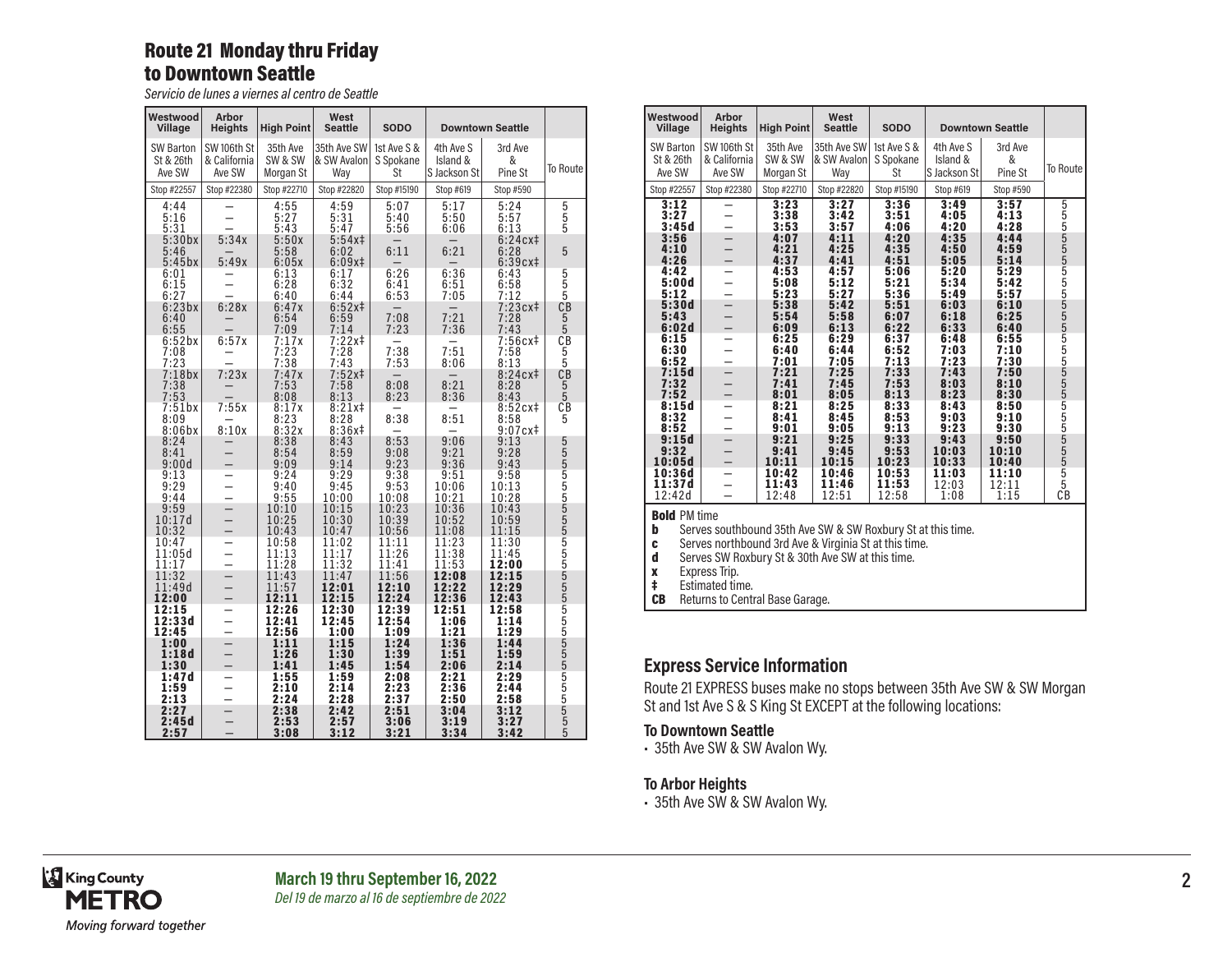## Route 21 Monday thru Friday to Downtown Seattle

*Servicio de lunes a viernes al centro de Seattle*

| Westwood Village | Arbor Heights | High Point | West Seattle | SODO | Downtown Seattle | | |
|---|---|---|---|---|---|---|---|
| SW Barton St & 26th Ave SW | SW 106th St & California Ave SW | 35th Ave SW & SW Morgan St | 35th Ave SW & SW Avalon Way | 1st Ave S & S Spokane St | 4th Ave S Island & S Jackson St | 3rd Ave & Pine St | To Route |
| Stop #22557 | Stop #22380 | Stop #22710 | Stop #22820 | Stop #15190 | Stop #619 | Stop #590 | |
| 4:44 | – | 4:55 | 4:59 | 5:07 | 5:17 | 5:24 | 5 |
| 5:16 | – | 5:27 | 5:31 | 5:40 | 5:50 | 5:57 | 5 |
| 5:31 | – | 5:43 | 5:47 | 5:56 | 6:06 | 6:13 | 5 |
| 5:30bx | 5:34x | 5:50x | 5:54x‡ | – | – | 6:24cx‡ | |
| 5:46 | – | 5:58 | 6:02 | 6:11 | 6:21 | 6:28 | 5 |
| 5:45bx | 5:49x | 6:05x | 6:09x‡ | – | – | 6:39cx‡ | |
| 6:01 | – | 6:13 | 6:17 | 6:26 | 6:36 | 6:43 | 5 |
| 6:15 | – | 6:28 | 6:32 | 6:41 | 6:51 | 6:58 | 5 |
| 6:27 | – | 6:40 | 6:44 | 6:53 | 7:05 | 7:12 | 5 |
| 6:23bx | 6:28x | 6:47x | 6:52x‡ | – | – | 7:23cx‡ | CB |
| 6:40 | – | 6:54 | 6:59 | 7:08 | 7:21 | 7:28 | 5 |
| 6:55 | – | 7:09 | 7:14 | 7:23 | 7:36 | 7:43 | 5 |
| 6:52bx | 6:57x | 7:17x | 7:22x‡ | – | – | 7:56cx‡ | CB |
| 7:08 | – | 7:23 | 7:28 | 7:38 | 7:51 | 7:58 | 5 |
| 7:23 | – | 7:38 | 7:43 | 7:53 | 8:06 | 8:13 | 5 |
| 7:18bx | 7:23x | 7:47x | 7:52x‡ | – | – | 8:24cx‡ | CB |
| 7:38 | – | 7:53 | 7:58 | 8:08 | 8:21 | 8:28 | 5 |
| 7:53 | – | 8:08 | 8:13 | 8:23 | 8:36 | 8:43 | 5 |
| 7:51bx | 7:55x | 8:17x | 8:21x‡ | – | – | 8:52cx‡ | CB |
| 8:09 | – | 8:23 | 8:28 | 8:38 | 8:51 | 8:58 | 5 |
| 8:06bx | 8:10x | 8:32x | 8:36x‡ | – | – | 9:07cx‡ | |
| 8:24 | – | 8:38 | 8:43 | 8:53 | 9:06 | 9:13 | 5 |
| 8:41 | – | 8:54 | 8:59 | 9:08 | 9:21 | 9:28 | 5 |
| 9:00d | – | 9:09 | 9:14 | 9:23 | 9:36 | 9:43 | 5 |
| 9:13 | – | 9:24 | 9:29 | 9:38 | 9:51 | 9:58 | 5 |
| 9:29 | – | 9:40 | 9:45 | 9:53 | 10:06 | 10:13 | 5 |
| 9:44 | – | 9:55 | 10:00 | 10:08 | 10:21 | 10:28 | 5 |
| 9:59 | – | 10:10 | 10:15 | 10:23 | 10:36 | 10:43 | 5 |
| 10:17d | – | 10:25 | 10:30 | 10:39 | 10:52 | 10:59 | 5 |
| 10:32 | – | 10:43 | 10:47 | 10:56 | 11:08 | 11:15 | 5 |
| 10:47 | – | 10:58 | 11:02 | 11:11 | 11:23 | 11:30 | 5 |
| 11:05d | – | 11:13 | 11:17 | 11:26 | 11:38 | 11:45 | 5 |
| 11:17 | – | 11:28 | 11:32 | 11:41 | 11:53 | **12:00** | 5 |
| 11:32 | – | 11:43 | 11:47 | 11:56 | **12:08** | **12:15** | 5 |
| 11:49d | – | 11:57 | **12:01** | **12:10** | **12:22** | **12:29** | 5 |
| **12:00** | – | **12:11** | **12:15** | **12:24** | **12:36** | **12:43** | 5 |
| **12:15** | – | **12:26** | **12:30** | **12:39** | **12:51** | **12:58** | 5 |
| **12:33d** | – | **12:41** | **12:45** | **12:54** | **1:06** | **1:14** | 5 |
| **12:45** | – | **12:56** | **1:00** | **1:09** | **1:21** | **1:29** | 5 |
| **1:00** | – | **1:11** | **1:15** | **1:24** | **1:36** | **1:44** | 5 |
| **1:18d** | – | **1:26** | **1:30** | **1:39** | **1:51** | **1:59** | 5 |
| **1:30** | – | **1:41** | **1:45** | **1:54** | **2:06** | **2:14** | 5 |
| **1:47d** | – | **1:55** | **1:59** | **2:08** | **2:21** | **2:29** | 5 |
| **1:59** | – | **2:10** | **2:14** | **2:23** | **2:36** | **2:44** | 5 |
| **2:13** | – | **2:24** | **2:28** | **2:37** | **2:50** | **2:58** | 5 |
| **2:27** | – | **2:38** | **2:42** | **2:51** | **3:04** | **3:12** | 5 |
| **2:45d** | – | **2:53** | **2:57** | **3:06** | **3:19** | **3:27** | 5 |
| **2:57** | – | **3:08** | **3:12** | **3:21** | **3:34** | **3:42** | 5 |
| **3:12** | – | **3:23** | **3:27** | **3:36** | **3:49** | **3:57** | 5 |
| **3:27** | – | **3:38** | **3:42** | **3:51** | **4:05** | **4:13** | 5 |
| **3:45d** | – | **3:53** | **3:57** | **4:06** | **4:20** | **4:28** | 5 |
| **3:56** | – | **4:07** | **4:11** | **4:20** | **4:35** | **4:44** | 5 |
| **4:10** | – | **4:21** | **4:25** | **4:35** | **4:50** | **4:59** | 5 |
| **4:26** | – | **4:37** | **4:41** | **4:51** | **5:05** | **5:14** | 5 |
| **4:42** | – | **4:53** | **4:57** | **5:06** | **5:20** | **5:29** | 5 |
| **5:00d** | – | **5:08** | **5:12** | **5:21** | **5:34** | **5:42** | 5 |
| **5:12** | – | **5:23** | **5:27** | **5:36** | **5:49** | **5:57** | 5 |
| **5:30d** | – | **5:38** | **5:42** | **5:51** | **6:03** | **6:10** | 5 |
| **5:43** | – | **5:54** | **5:58** | **6:07** | **6:18** | **6:25** | 5 |
| **6:02d** | – | **6:09** | **6:13** | **6:22** | **6:33** | **6:40** | 5 |
| **6:15** | – | **6:25** | **6:29** | **6:37** | **6:48** | **6:55** | 5 |
| **6:30** | – | **6:40** | **6:44** | **6:52** | **7:03** | **7:10** | 5 |
| **6:52** | – | **7:01** | **7:05** | **7:13** | **7:23** | **7:30** | 5 |
| **7:15d** | – | **7:21** | **7:25** | **7:33** | **7:43** | **7:50** | 5 |
| **7:32** | – | **7:41** | **7:45** | **7:53** | **8:03** | **8:10** | 5 |
| **7:52** | – | **8:01** | **8:05** | **8:13** | **8:23** | **8:30** | 5 |
| **8:15d** | – | **8:21** | **8:25** | **8:33** | **8:43** | **8:50** | 5 |
| **8:32** | – | **8:41** | **8:45** | **8:53** | **9:03** | **9:10** | 5 |
| **8:52** | – | **9:01** | **9:05** | **9:13** | **9:23** | **9:30** | 5 |
| **9:15d** | – | **9:21** | **9:25** | **9:33** | **9:43** | **9:50** | 5 |
| **9:32** | – | **9:41** | **9:45** | **9:53** | **10:03** | **10:10** | 5 |
| **10:05d** | – | **10:11** | **10:15** | **10:23** | **10:33** | **10:40** | 5 |
| **10:36d** | – | **10:42** | **10:46** | **10:53** | **11:03** | **11:10** | 5 |
| **11:37d** | – | **11:43** | **11:46** | **11:53** | 12:03 | 12:11 | 5 |
| 12:42d | – | 12:48 | 12:51 | 12:58 | 1:08 | 1:15 | CB |

**Bold** PM time

**b** Serves southbound 35th Ave SW & SW Roxbury St at this time.

**c** Serves northbound 3rd Ave & Virginia St at this time.

**d** Serves SW Roxbury St & 30th Ave SW at this time.

**x** Express Trip.

**‡** Estimated time.

**CB** Returns to Central Base Garage.

## Express Service Information

Route 21 EXPRESS buses make no stops between 35th Ave SW & SW Morgan St and 1st Ave S & S King St EXCEPT at the following locations:

### To Downtown Seattle

- 35th Ave SW & SW Avalon Wy.

### To Arbor Heights

- 35th Ave SW & SW Avalon Wy.

King County METRO
*Moving forward together*

**March 19 thru September 16, 2022**
*Del 19 de marzo al 16 de septiembre de 2022*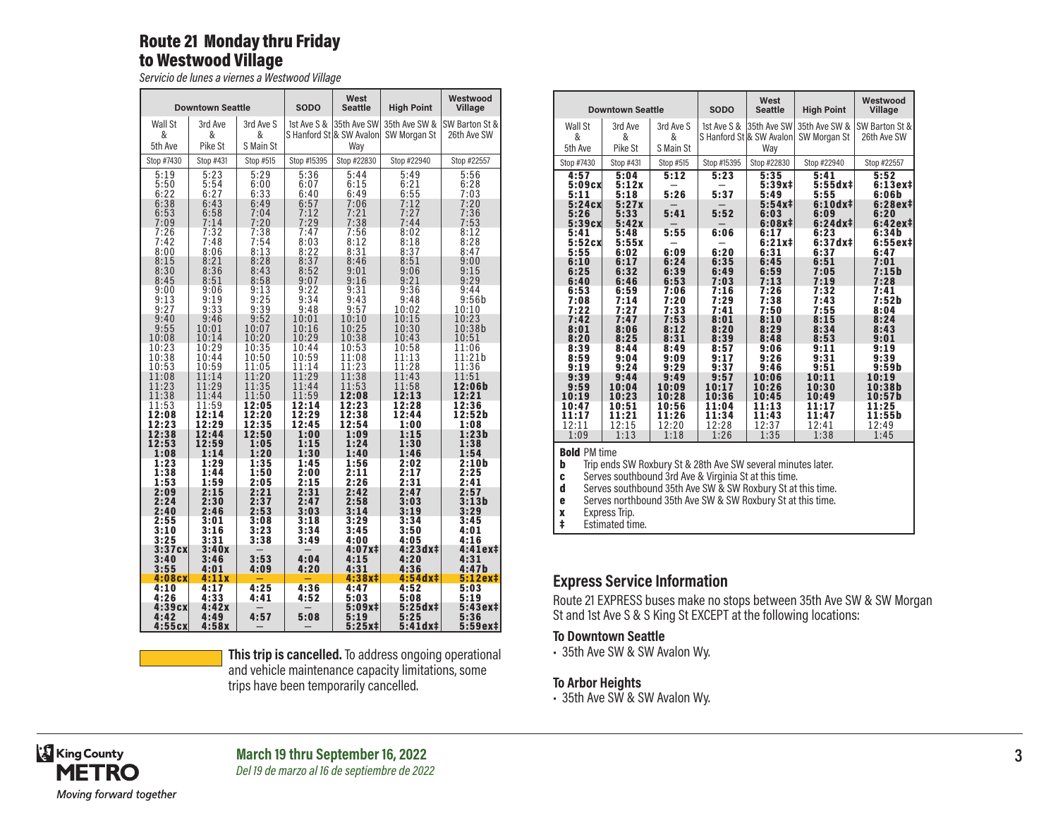## Route 21 Monday thru Friday to Westwood Village

*Servicio de lunes a viernes a Westwood Village*

| Downtown Seattle | | | SODO | West Seattle | High Point | Westwood Village |
|---|---|---|---|---|---|---|
| Wall St & 5th Ave | 3rd Ave & Pike St | 3rd Ave S & S Main St | 1st Ave S & S Hanford St | 35th Ave SW & SW Avalon Way | 35th Ave SW & SW Morgan St | SW Barton St & 26th Ave SW |
| Stop #7430 | Stop #431 | Stop #515 | Stop #15395 | Stop #22830 | Stop #22940 | Stop #22557 |
| 5:19 | 5:23 | 5:29 | 5:36 | 5:44 | 5:49 | 5:56 |
| 5:50 | 5:54 | 6:00 | 6:07 | 6:15 | 6:21 | 6:28 |
| 6:22 | 6:27 | 6:33 | 6:40 | 6:49 | 6:55 | 7:03 |
| 6:38 | 6:43 | 6:49 | 6:57 | 7:06 | 7:12 | 7:20 |
| 6:53 | 6:58 | 7:04 | 7:12 | 7:21 | 7:27 | 7:36 |
| 7:09 | 7:14 | 7:20 | 7:29 | 7:38 | 7:44 | 7:53 |
| 7:26 | 7:32 | 7:38 | 7:47 | 7:56 | 8:02 | 8:12 |
| 7:42 | 7:48 | 7:54 | 8:03 | 8:12 | 8:18 | 8:28 |
| 8:00 | 8:06 | 8:13 | 8:22 | 8:31 | 8:37 | 8:47 |
| 8:15 | 8:21 | 8:28 | 8:37 | 8:46 | 8:51 | 9:00 |
| 8:30 | 8:36 | 8:43 | 8:52 | 9:01 | 9:06 | 9:15 |
| 8:45 | 8:51 | 8:58 | 9:07 | 9:16 | 9:21 | 9:29 |
| 9:00 | 9:06 | 9:13 | 9:22 | 9:31 | 9:36 | 9:44 |
| 9:13 | 9:19 | 9:25 | 9:34 | 9:43 | 9:48 | 9:56b |
| 9:27 | 9:33 | 9:39 | 9:48 | 9:57 | 10:02 | 10:10 |
| 9:40 | 9:46 | 9:52 | 10:01 | 10:10 | 10:15 | 10:23 |
| 9:55 | 10:01 | 10:07 | 10:16 | 10:25 | 10:30 | 10:38b |
| 10:08 | 10:14 | 10:20 | 10:29 | 10:38 | 10:43 | 10:51 |
| 10:23 | 10:29 | 10:35 | 10:44 | 10:53 | 10:58 | 11:06 |
| 10:38 | 10:44 | 10:50 | 10:59 | 11:08 | 11:13 | 11:21b |
| 10:53 | 10:59 | 11:05 | 11:14 | 11:23 | 11:28 | 11:36 |
| 11:08 | 11:14 | 11:20 | 11:29 | 11:38 | 11:43 | 11:51 |
| 11:23 | 11:29 | 11:35 | 11:44 | 11:53 | 11:58 | **12:06b** |
| 11:38 | 11:44 | 11:50 | 11:59 | **12:08** | **12:13** | **12:21** |
| 11:53 | 11:59 | **12:05** | **12:14** | **12:23** | **12:28** | **12:36** |
| **12:08** | **12:14** | **12:20** | **12:29** | **12:38** | **12:44** | **12:52b** |
| **12:23** | **12:29** | **12:35** | **12:45** | **12:54** | **1:00** | **1:08** |
| **12:38** | **12:44** | **12:50** | **1:00** | **1:09** | **1:15** | **1:23b** |
| **12:53** | **12:59** | **1:05** | **1:15** | **1:24** | **1:30** | **1:38** |
| **1:08** | **1:14** | **1:20** | **1:30** | **1:40** | **1:46** | **1:54** |
| **1:23** | **1:29** | **1:35** | **1:45** | **1:56** | **2:02** | **2:10b** |
| **1:38** | **1:44** | **1:50** | **2:00** | **2:11** | **2:17** | **2:25** |
| **1:53** | **1:59** | **2:05** | **2:15** | **2:26** | **2:31** | **2:41** |
| **2:09** | **2:15** | **2:21** | **2:31** | **2:42** | **2:47** | **2:57** |
| **2:24** | **2:30** | **2:37** | **2:47** | **2:58** | **3:03** | **3:13b** |
| **2:40** | **2:46** | **2:53** | **3:03** | **3:14** | **3:19** | **3:29** |
| **2:55** | **3:01** | **3:08** | **3:18** | **3:29** | **3:34** | **3:45** |
| **3:10** | **3:16** | **3:23** | **3:34** | **3:45** | **3:50** | **4:01** |
| **3:25** | **3:31** | **3:38** | **3:49** | **4:00** | **4:05** | **4:16** |
| **3:37cx** | **3:40x** | — | — | **4:07x‡** | **4:23dx‡** | **4:41ex‡** |
| **3:40** | **3:46** | **3:53** | **4:04** | **4:15** | **4:20** | **4:31** |
| **3:55** | **4:01** | **4:09** | **4:20** | **4:31** | **4:36** | **4:47b** |
| **4:08cx** | **4:11x** | — | — | **4:38x‡** | **4:54dx‡** | **5:12ex‡** |
| **4:10** | **4:17** | **4:25** | **4:36** | **4:47** | **4:52** | **5:03** |
| **4:26** | **4:33** | **4:41** | **4:52** | **5:03** | **5:08** | **5:19** |
| **4:39cx** | **4:42x** | — | — | **5:09x‡** | **5:25dx‡** | **5:43ex‡** |
| **4:42** | **4:49** | **4:57** | **5:08** | **5:19** | **5:25** | **5:36** |
| **4:55cx** | **4:58x** | — | — | **5:25x‡** | **5:41dx‡** | **5:59ex‡** |

| Downtown Seattle | | | SODO | West Seattle | High Point | Westwood Village |
|---|---|---|---|---|---|---|
| Wall St & 5th Ave | 3rd Ave & Pike St | 3rd Ave S & S Main St | 1st Ave S & S Hanford St | 35th Ave SW & SW Avalon Way | 35th Ave SW & SW Morgan St | SW Barton St & 26th Ave SW |
| Stop #7430 | Stop #431 | Stop #515 | Stop #15395 | Stop #22830 | Stop #22940 | Stop #22557 |
| **4:57** | **5:04** | **5:12** | **5:23** | **5:35** | **5:41** | **5:52** |
| **5:09cx** | **5:12x** | — | — | **5:39x‡** | **5:55dx‡** | **6:13ex‡** |
| **5:11** | **5:18** | **5:26** | **5:37** | **5:49** | **5:55** | **6:06b** |
| **5:24cx** | **5:27x** | — | — | **5:54x‡** | **6:10dx‡** | **6:28ex‡** |
| **5:26** | **5:33** | **5:41** | **5:52** | **6:03** | **6:09** | **6:20** |
| **5:39cx** | **5:42x** | — | — | **6:08x‡** | **6:24dx‡** | **6:42ex‡** |
| **5:41** | **5:48** | **5:55** | **6:06** | **6:17** | **6:23** | **6:34b** |
| **5:52cx** | **5:55x** | — | — | **6:21x‡** | **6:37dx‡** | **6:55ex‡** |
| **5:55** | **6:02** | **6:09** | **6:20** | **6:31** | **6:37** | **6:47** |
| **6:10** | **6:17** | **6:24** | **6:35** | **6:45** | **6:51** | **7:01** |
| **6:25** | **6:32** | **6:39** | **6:49** | **6:59** | **7:05** | **7:15b** |
| **6:40** | **6:46** | **6:53** | **7:03** | **7:13** | **7:19** | **7:28** |
| **6:53** | **6:59** | **7:06** | **7:16** | **7:26** | **7:32** | **7:41** |
| **7:08** | **7:14** | **7:20** | **7:29** | **7:38** | **7:43** | **7:52b** |
| **7:22** | **7:27** | **7:33** | **7:41** | **7:50** | **7:55** | **8:04** |
| **7:42** | **7:47** | **7:53** | **8:01** | **8:10** | **8:15** | **8:24** |
| **8:01** | **8:06** | **8:12** | **8:20** | **8:29** | **8:34** | **8:43** |
| **8:20** | **8:25** | **8:31** | **8:39** | **8:48** | **8:53** | **9:01** |
| **8:39** | **8:44** | **8:49** | **8:57** | **9:06** | **9:11** | **9:19** |
| **8:59** | **9:04** | **9:09** | **9:17** | **9:26** | **9:31** | **9:39** |
| **9:19** | **9:24** | **9:29** | **9:37** | **9:46** | **9:51** | **9:59b** |
| **9:39** | **9:44** | **9:49** | **9:57** | **10:06** | **10:11** | **10:19** |
| **9:59** | **10:04** | **10:09** | **10:17** | **10:26** | **10:30** | **10:38b** |
| **10:19** | **10:23** | **10:28** | **10:36** | **10:45** | **10:49** | **10:57b** |
| **10:47** | **10:51** | **10:56** | **11:04** | **11:13** | **11:17** | **11:25** |
| **11:17** | **11:21** | **11:26** | **11:34** | **11:43** | **11:47** | **11:55b** |
| 12:11 | 12:15 | 12:20 | 12:28 | 12:37 | 12:41 | 12:49 |
| 1:09 | 1:13 | 1:18 | 1:26 | 1:35 | 1:38 | 1:45 |

**Bold** PM time
**b** Trip ends SW Roxbury St & 28th Ave SW several minutes later.
**c** Serves southbound 3rd Ave & Virginia St at this time.
**d** Serves southbound 35th Ave SW & SW Roxbury St at this time.
**e** Serves northbound 35th Ave SW & SW Roxbury St at this time.
**x** Express Trip.
**‡** Estimated time.

**This trip is cancelled.** To address ongoing operational and vehicle maintenance capacity limitations, some trips have been temporarily cancelled. (Cancelled trip: 4:08cx departure, highlighted.)

## Express Service Information

Route 21 EXPRESS buses make no stops between 35th Ave SW & SW Morgan St and 1st Ave S & S King St EXCEPT at the following locations:

### To Downtown Seattle

- 35th Ave SW & SW Avalon Wy.

### To Arbor Heights

- 35th Ave SW & SW Avalon Wy.

**March 19 thru September 16, 2022**
*Del 19 de marzo al 16 de septiembre de 2022*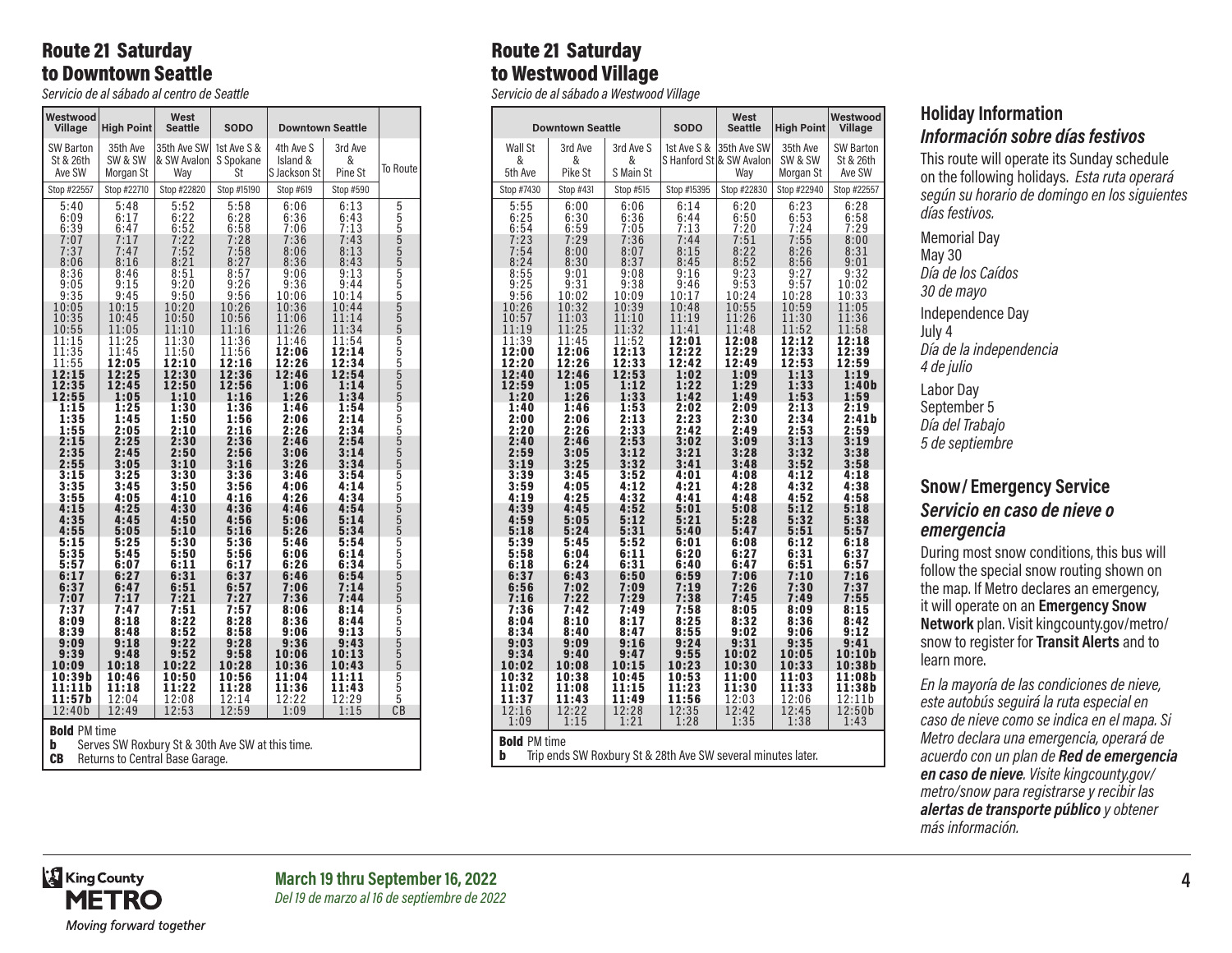## Route 21 Saturday to Downtown Seattle

*Servicio de al sábado al centro de Seattle*

| Westwood Village | High Point | West Seattle | SODO | Downtown Seattle | | |
|---|---|---|---|---|---|---|
| SW Barton St & 26th Ave SW | 35th Ave SW & SW Morgan St | 35th Ave SW & SW Avalon Way | 1st Ave S & S Spokane St | 4th Ave S Island & S Jackson St | 3rd Ave & Pine St | To Route |
| Stop #22557 | Stop #22710 | Stop #22820 | Stop #15190 | Stop #619 | Stop #590 | |
| 5:40 | 5:48 | 5:52 | 5:58 | 6:06 | 6:13 | 5 |
| 6:09 | 6:17 | 6:22 | 6:28 | 6:36 | 6:43 | 5 |
| 6:39 | 6:47 | 6:52 | 6:58 | 7:06 | 7:13 | 5 |
| 7:07 | 7:17 | 7:22 | 7:28 | 7:36 | 7:43 | 5 |
| 7:37 | 7:47 | 7:52 | 7:58 | 8:06 | 8:13 | 5 |
| 8:06 | 8:16 | 8:21 | 8:27 | 8:36 | 8:43 | 5 |
| 8:36 | 8:46 | 8:51 | 8:57 | 9:06 | 9:13 | 5 |
| 9:05 | 9:15 | 9:20 | 9:26 | 9:36 | 9:44 | 5 |
| 9:35 | 9:45 | 9:50 | 9:56 | 10:06 | 10:14 | 5 |
| 10:05 | 10:15 | 10:20 | 10:26 | 10:36 | 10:44 | 5 |
| 10:35 | 10:45 | 10:50 | 10:56 | 11:06 | 11:14 | 5 |
| 10:55 | 11:05 | 11:10 | 11:16 | 11:26 | 11:34 | 5 |
| 11:15 | 11:25 | 11:30 | 11:36 | 11:46 | 11:54 | 5 |
| 11:35 | 11:45 | 11:50 | 11:56 | **12:06** | **12:14** | 5 |
| 11:55 | **12:05** | **12:10** | **12:16** | **12:26** | **12:34** | 5 |
| **12:15** | **12:25** | **12:30** | **12:36** | **12:46** | **12:54** | 5 |
| **12:35** | **12:45** | **12:50** | **12:56** | **1:06** | **1:14** | 5 |
| **12:55** | **1:05** | **1:10** | **1:16** | **1:26** | **1:34** | 5 |
| **1:15** | **1:25** | **1:30** | **1:36** | **1:46** | **1:54** | 5 |
| **1:35** | **1:45** | **1:50** | **1:56** | **2:06** | **2:14** | 5 |
| **1:55** | **2:05** | **2:10** | **2:16** | **2:26** | **2:34** | 5 |
| **2:15** | **2:25** | **2:30** | **2:36** | **2:46** | **2:54** | 5 |
| **2:35** | **2:45** | **2:50** | **2:56** | **3:06** | **3:14** | 5 |
| **2:55** | **3:05** | **3:10** | **3:16** | **3:26** | **3:34** | 5 |
| **3:15** | **3:25** | **3:30** | **3:36** | **3:46** | **3:54** | 5 |
| **3:35** | **3:45** | **3:50** | **3:56** | **4:06** | **4:14** | 5 |
| **3:55** | **4:05** | **4:10** | **4:16** | **4:26** | **4:34** | 5 |
| **4:15** | **4:25** | **4:30** | **4:36** | **4:46** | **4:54** | 5 |
| **4:35** | **4:45** | **4:50** | **4:56** | **5:06** | **5:14** | 5 |
| **4:55** | **5:05** | **5:10** | **5:16** | **5:26** | **5:34** | 5 |
| **5:15** | **5:25** | **5:30** | **5:36** | **5:46** | **5:54** | 5 |
| **5:35** | **5:45** | **5:50** | **5:56** | **6:06** | **6:14** | 5 |
| **5:57** | **6:07** | **6:11** | **6:17** | **6:26** | **6:34** | 5 |
| **6:17** | **6:27** | **6:31** | **6:37** | **6:46** | **6:54** | 5 |
| **6:37** | **6:47** | **6:51** | **6:57** | **7:06** | **7:14** | 5 |
| **7:07** | **7:17** | **7:21** | **7:27** | **7:36** | **7:44** | 5 |
| **7:37** | **7:47** | **7:51** | **7:57** | **8:06** | **8:14** | 5 |
| **8:09** | **8:18** | **8:22** | **8:28** | **8:36** | **8:44** | 5 |
| **8:39** | **8:48** | **8:52** | **8:58** | **9:06** | **9:13** | 5 |
| **9:09** | **9:18** | **9:22** | **9:28** | **9:36** | **9:43** | 5 |
| **9:39** | **9:48** | **9:52** | **9:58** | **10:06** | **10:13** | 5 |
| **10:09** | **10:18** | **10:22** | **10:28** | **10:36** | **10:43** | 5 |
| **10:39b** | **10:46** | **10:50** | **10:56** | **11:04** | **11:11** | 5 |
| **11:11b** | **11:18** | **11:22** | **11:28** | **11:36** | **11:43** | 5 |
| **11:57b** | 12:04 | 12:08 | 12:14 | 12:22 | 12:29 | 5 |
| 12:40b | 12:49 | 12:53 | 12:59 | 1:09 | 1:15 | CB |

**Bold** PM time

**b** Serves SW Roxbury St & 30th Ave SW at this time.

**CB** Returns to Central Base Garage.

## Route 21 Saturday to Westwood Village

*Servicio de al sábado a Westwood Village*

| Downtown Seattle | | | SODO | West Seattle | High Point | Westwood Village |
|---|---|---|---|---|---|---|
| Wall St & 5th Ave | 3rd Ave & Pike St | 3rd Ave S & S Main St | 1st Ave S & S Hanford St | 35th Ave SW & SW Avalon Way | 35th Ave SW & SW Morgan St | SW Barton St & 26th Ave SW |
| Stop #7430 | Stop #431 | Stop #515 | Stop #15395 | Stop #22830 | Stop #22940 | Stop #22557 |
| 5:55 | 6:00 | 6:06 | 6:14 | 6:20 | 6:23 | 6:28 |
| 6:25 | 6:30 | 6:36 | 6:44 | 6:50 | 6:53 | 6:58 |
| 6:54 | 6:59 | 7:05 | 7:13 | 7:20 | 7:24 | 7:29 |
| 7:23 | 7:29 | 7:36 | 7:44 | 7:51 | 7:55 | 8:00 |
| 7:54 | 8:00 | 8:07 | 8:15 | 8:22 | 8:26 | 8:31 |
| 8:24 | 8:30 | 8:37 | 8:45 | 8:52 | 8:56 | 9:01 |
| 8:55 | 9:01 | 9:08 | 9:16 | 9:23 | 9:27 | 9:32 |
| 9:25 | 9:31 | 9:38 | 9:46 | 9:53 | 9:57 | 10:02 |
| 9:56 | 10:02 | 10:09 | 10:17 | 10:24 | 10:28 | 10:33 |
| 10:26 | 10:32 | 10:39 | 10:48 | 10:55 | 10:59 | 11:05 |
| 10:57 | 11:03 | 11:10 | 11:19 | 11:26 | 11:30 | 11:36 |
| 11:19 | 11:25 | 11:32 | 11:41 | 11:48 | 11:52 | 11:58 |
| 11:39 | 11:45 | 11:52 | **12:01** | **12:08** | **12:12** | **12:18** |
| **12:00** | **12:06** | **12:13** | **12:22** | **12:29** | **12:33** | **12:39** |
| **12:20** | **12:26** | **12:33** | **12:42** | **12:49** | **12:53** | **12:59** |
| **12:40** | **12:46** | **12:53** | **1:02** | **1:09** | **1:13** | **1:19** |
| **12:59** | **1:05** | **1:12** | **1:22** | **1:29** | **1:33** | **1:40b** |
| **1:20** | **1:26** | **1:33** | **1:42** | **1:49** | **1:53** | **1:59** |
| **1:40** | **1:46** | **1:53** | **2:02** | **2:09** | **2:13** | **2:19** |
| **2:00** | **2:06** | **2:13** | **2:23** | **2:30** | **2:34** | **2:41b** |
| **2:20** | **2:26** | **2:33** | **2:42** | **2:49** | **2:53** | **2:59** |
| **2:40** | **2:46** | **2:53** | **3:02** | **3:09** | **3:13** | **3:19** |
| **2:59** | **3:05** | **3:12** | **3:21** | **3:28** | **3:32** | **3:38** |
| **3:19** | **3:25** | **3:32** | **3:41** | **3:48** | **3:52** | **3:58** |
| **3:39** | **3:45** | **3:52** | **4:01** | **4:08** | **4:12** | **4:18** |
| **3:59** | **4:05** | **4:12** | **4:21** | **4:28** | **4:32** | **4:38** |
| **4:19** | **4:25** | **4:32** | **4:41** | **4:48** | **4:52** | **4:58** |
| **4:39** | **4:45** | **4:52** | **5:01** | **5:08** | **5:12** | **5:18** |
| **4:59** | **5:05** | **5:12** | **5:21** | **5:28** | **5:32** | **5:38** |
| **5:18** | **5:24** | **5:31** | **5:40** | **5:47** | **5:51** | **5:57** |
| **5:39** | **5:45** | **5:52** | **6:01** | **6:08** | **6:12** | **6:18** |
| **5:58** | **6:04** | **6:11** | **6:20** | **6:27** | **6:31** | **6:37** |
| **6:18** | **6:24** | **6:31** | **6:40** | **6:47** | **6:51** | **6:57** |
| **6:37** | **6:43** | **6:50** | **6:59** | **7:06** | **7:10** | **7:16** |
| **6:56** | **7:02** | **7:09** | **7:19** | **7:26** | **7:30** | **7:37** |
| **7:16** | **7:22** | **7:29** | **7:38** | **7:45** | **7:49** | **7:55** |
| **7:36** | **7:42** | **7:49** | **7:58** | **8:05** | **8:09** | **8:15** |
| **8:04** | **8:10** | **8:17** | **8:25** | **8:32** | **8:36** | **8:42** |
| **8:34** | **8:40** | **8:47** | **8:55** | **9:02** | **9:06** | **9:12** |
| **9:03** | **9:09** | **9:16** | **9:24** | **9:31** | **9:35** | **9:41** |
| **9:34** | **9:40** | **9:47** | **9:55** | **10:02** | **10:05** | **10:10b** |
| **10:02** | **10:08** | **10:15** | **10:23** | **10:30** | **10:33** | **10:38b** |
| **10:32** | **10:38** | **10:45** | **10:53** | **11:00** | **11:03** | **11:08b** |
| **11:02** | **11:08** | **11:15** | **11:23** | **11:30** | **11:33** | **11:38b** |
| **11:37** | **11:43** | **11:49** | **11:56** | 12:03 | 12:06 | 12:11b |
| 12:16 | 12:22 | 12:28 | 12:35 | 12:42 | 12:45 | 12:50b |
| 1:09 | 1:15 | 1:21 | 1:28 | 1:35 | 1:38 | 1:43 |

**Bold** PM time

**b** Trip ends SW Roxbury St & 28th Ave SW several minutes later.

## Holiday Information

### *Información sobre días festivos*

This route will operate its Sunday schedule on the following holidays. *Esta ruta operará según su horario de domingo en los siguientes días festivos.*

Memorial Day
May 30
*Día de los Caídos*
*30 de mayo*

Independence Day
July 4
*Día de la independencia*
*4 de julio*

Labor Day
September 5
*Día del Trabajo*
*5 de septiembre*

## Snow/ Emergency Service

### *Servicio en caso de nieve o emergencia*

During most snow conditions, this bus will follow the special snow routing shown on the map. If Metro declares an emergency, it will operate on an **Emergency Snow Network** plan. Visit kingcounty.gov/metro/snow to register for **Transit Alerts** and to learn more.

*En la mayoría de las condiciones de nieve, este autobús seguirá la ruta especial en caso de nieve como se indica en el mapa. Si Metro declara una emergencia, operará de acuerdo con un plan de* ***Red de emergencia en caso de nieve****. Visite kingcounty.gov/metro/snow para registrarse y recibir las* ***alertas de transporte público*** *y obtener más información.*

King County METRO
*Moving forward together*

**March 19 thru September 16, 2022**
*Del 19 de marzo al 16 de septiembre de 2022*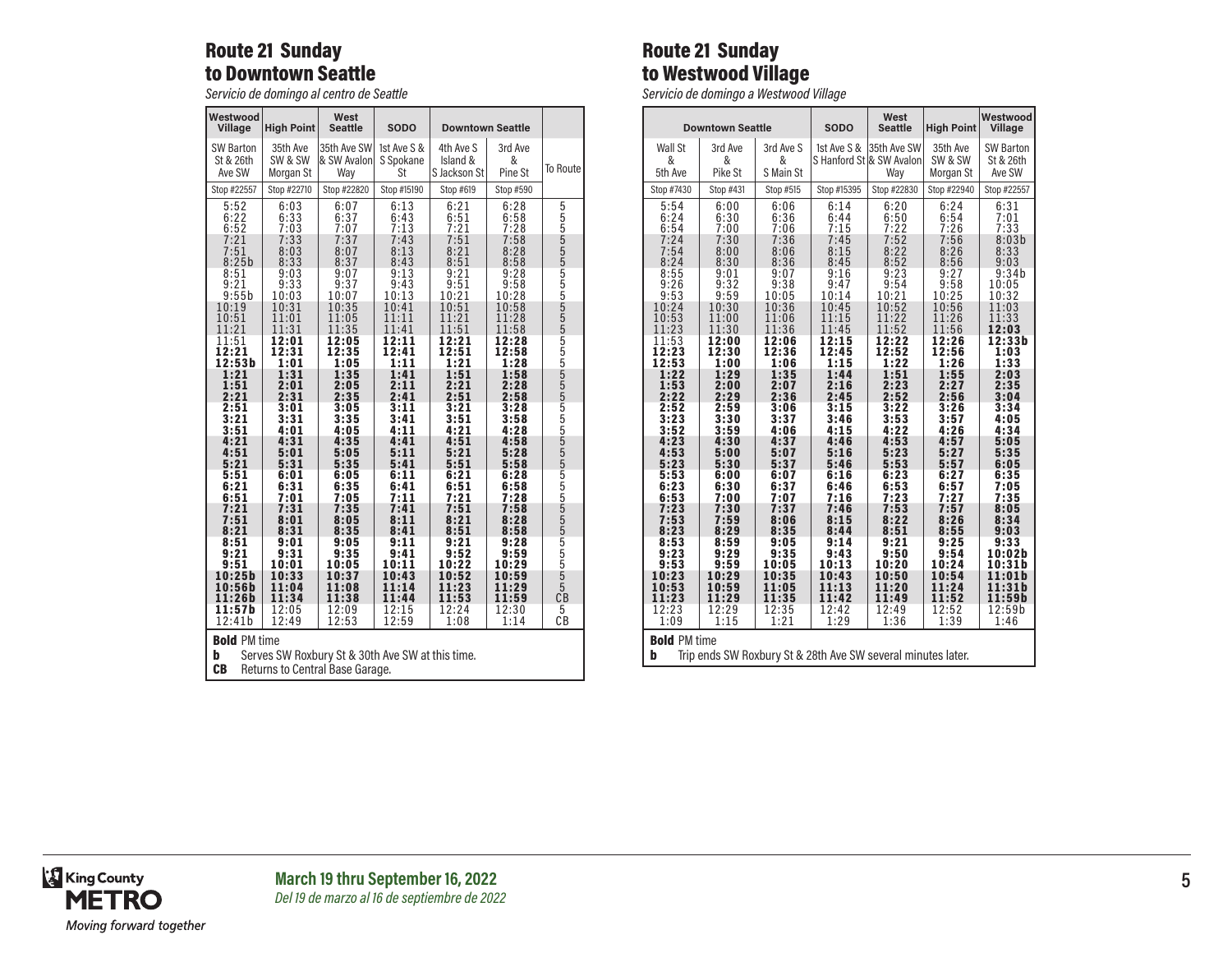## Route 21 Sunday to Downtown Seattle

*Servicio de domingo al centro de Seattle*

| Westwood Village | High Point | West Seattle | SODO | Downtown Seattle | | |
|---|---|---|---|---|---|---|
| SW Barton St & 26th Ave SW | 35th Ave SW & SW Morgan St | 35th Ave SW & SW Avalon Way | 1st Ave S & S Spokane St | 4th Ave S Island & S Jackson St | 3rd Ave & Pine St | To Route |
| Stop #22557 | Stop #22710 | Stop #22820 | Stop #15190 | Stop #619 | Stop #590 | |
| 5:52 | 6:03 | 6:07 | 6:13 | 6:21 | 6:28 | 5 |
| 6:22 | 6:33 | 6:37 | 6:43 | 6:51 | 6:58 | 5 |
| 6:52 | 7:03 | 7:07 | 7:13 | 7:21 | 7:28 | 5 |
| 7:21 | 7:33 | 7:37 | 7:43 | 7:51 | 7:58 | 5 |
| 7:51 | 8:03 | 8:07 | 8:13 | 8:21 | 8:28 | 5 |
| 8:25b | 8:33 | 8:37 | 8:43 | 8:51 | 8:58 | 5 |
| 8:51 | 9:03 | 9:07 | 9:13 | 9:21 | 9:28 | 5 |
| 9:21 | 9:33 | 9:37 | 9:43 | 9:51 | 9:58 | 5 |
| 9:55b | 10:03 | 10:07 | 10:13 | 10:21 | 10:28 | 5 |
| 10:19 | 10:31 | 10:35 | 10:41 | 10:51 | 10:58 | 5 |
| 10:51 | 11:01 | 11:05 | 11:11 | 11:21 | 11:28 | 5 |
| 11:21 | 11:31 | 11:35 | 11:41 | 11:51 | 11:58 | 5 |
| 11:51 | **12:01** | **12:05** | **12:11** | **12:21** | **12:28** | 5 |
| **12:21** | **12:31** | **12:35** | **12:41** | **12:51** | **12:58** | 5 |
| **12:53b** | **1:01** | **1:05** | **1:11** | **1:21** | **1:28** | 5 |
| **1:21** | **1:31** | **1:35** | **1:41** | **1:51** | **1:58** | 5 |
| **1:51** | **2:01** | **2:05** | **2:11** | **2:21** | **2:28** | 5 |
| **2:21** | **2:31** | **2:35** | **2:41** | **2:51** | **2:58** | 5 |
| **2:51** | **3:01** | **3:05** | **3:11** | **3:21** | **3:28** | 5 |
| **3:21** | **3:31** | **3:35** | **3:41** | **3:51** | **3:58** | 5 |
| **3:51** | **4:01** | **4:05** | **4:11** | **4:21** | **4:28** | 5 |
| **4:21** | **4:31** | **4:35** | **4:41** | **4:51** | **4:58** | 5 |
| **4:51** | **5:01** | **5:05** | **5:11** | **5:21** | **5:28** | 5 |
| **5:21** | **5:31** | **5:35** | **5:41** | **5:51** | **5:58** | 5 |
| **5:51** | **6:01** | **6:05** | **6:11** | **6:21** | **6:28** | 5 |
| **6:21** | **6:31** | **6:35** | **6:41** | **6:51** | **6:58** | 5 |
| **6:51** | **7:01** | **7:05** | **7:11** | **7:21** | **7:28** | 5 |
| **7:21** | **7:31** | **7:35** | **7:41** | **7:51** | **7:58** | 5 |
| **7:51** | **8:01** | **8:05** | **8:11** | **8:21** | **8:28** | 5 |
| **8:21** | **8:31** | **8:35** | **8:41** | **8:51** | **8:58** | 5 |
| **8:51** | **9:01** | **9:05** | **9:11** | **9:21** | **9:28** | 5 |
| **9:21** | **9:31** | **9:35** | **9:41** | **9:52** | **9:59** | 5 |
| **9:51** | **10:01** | **10:05** | **10:11** | **10:22** | **10:29** | 5 |
| **10:25b** | **10:33** | **10:37** | **10:43** | **10:52** | **10:59** | 5 |
| **10:56b** | **11:04** | **11:08** | **11:14** | **11:23** | **11:29** | 5 |
| **11:26b** | **11:34** | **11:38** | **11:44** | **11:53** | **11:59** | CB |
| **11:57b** | 12:05 | 12:09 | 12:15 | 12:24 | 12:30 | 5 |
| 12:41b | 12:49 | 12:53 | 12:59 | 1:08 | 1:14 | CB |

**Bold** PM time
**b** Serves SW Roxbury St & 30th Ave SW at this time.
**CB** Returns to Central Base Garage.

## Route 21 Sunday to Westwood Village

*Servicio de domingo a Westwood Village*

| Downtown Seattle | | | SODO | West Seattle | High Point | Westwood Village |
|---|---|---|---|---|---|---|
| Wall St & 5th Ave | 3rd Ave & Pike St | 3rd Ave S & S Main St | 1st Ave S & S Hanford St | 35th Ave SW & SW Avalon Way | 35th Ave SW & SW Morgan St | SW Barton St & 26th Ave SW |
| Stop #7430 | Stop #431 | Stop #515 | Stop #15395 | Stop #22830 | Stop #22940 | Stop #22557 |
| 5:54 | 6:00 | 6:06 | 6:14 | 6:20 | 6:24 | 6:31 |
| 6:24 | 6:30 | 6:36 | 6:44 | 6:50 | 6:54 | 7:01 |
| 6:54 | 7:00 | 7:06 | 7:15 | 7:22 | 7:26 | 7:33 |
| 7:24 | 7:30 | 7:36 | 7:45 | 7:52 | 7:56 | 8:03b |
| 7:54 | 8:00 | 8:06 | 8:15 | 8:22 | 8:26 | 8:33 |
| 8:24 | 8:30 | 8:36 | 8:45 | 8:52 | 8:56 | 9:03 |
| 8:55 | 9:01 | 9:07 | 9:16 | 9:23 | 9:27 | 9:34b |
| 9:26 | 9:32 | 9:38 | 9:47 | 9:54 | 9:58 | 10:05 |
| 9:53 | 9:59 | 10:05 | 10:14 | 10:21 | 10:25 | 10:32 |
| 10:24 | 10:30 | 10:36 | 10:45 | 10:52 | 10:56 | 11:03 |
| 10:53 | 11:00 | 11:06 | 11:15 | 11:22 | 11:26 | 11:33 |
| 11:23 | 11:30 | 11:36 | 11:45 | 11:52 | 11:56 | **12:03** |
| 11:53 | **12:00** | **12:06** | **12:15** | **12:22** | **12:26** | **12:33b** |
| **12:23** | **12:30** | **12:36** | **12:45** | **12:52** | **12:56** | **1:03** |
| **12:53** | **1:00** | **1:06** | **1:15** | **1:22** | **1:26** | **1:33** |
| **1:22** | **1:29** | **1:35** | **1:44** | **1:51** | **1:55** | **2:03** |
| **1:53** | **2:00** | **2:07** | **2:16** | **2:23** | **2:27** | **2:35** |
| **2:22** | **2:29** | **2:36** | **2:45** | **2:52** | **2:56** | **3:04** |
| **2:52** | **2:59** | **3:06** | **3:15** | **3:22** | **3:26** | **3:34** |
| **3:23** | **3:30** | **3:37** | **3:46** | **3:53** | **3:57** | **4:05** |
| **3:52** | **3:59** | **4:06** | **4:15** | **4:22** | **4:26** | **4:34** |
| **4:23** | **4:30** | **4:37** | **4:46** | **4:53** | **4:57** | **5:05** |
| **4:53** | **5:00** | **5:07** | **5:16** | **5:23** | **5:27** | **5:35** |
| **5:23** | **5:30** | **5:37** | **5:46** | **5:53** | **5:57** | **6:05** |
| **5:53** | **6:00** | **6:07** | **6:16** | **6:23** | **6:27** | **6:35** |
| **6:23** | **6:30** | **6:37** | **6:46** | **6:53** | **6:57** | **7:05** |
| **6:53** | **7:00** | **7:07** | **7:16** | **7:23** | **7:27** | **7:35** |
| **7:23** | **7:30** | **7:37** | **7:46** | **7:53** | **7:57** | **8:05** |
| **7:53** | **7:59** | **8:06** | **8:15** | **8:22** | **8:26** | **8:34** |
| **8:23** | **8:29** | **8:35** | **8:44** | **8:51** | **8:55** | **9:03** |
| **8:53** | **8:59** | **9:05** | **9:14** | **9:21** | **9:25** | **9:33** |
| **9:23** | **9:29** | **9:35** | **9:43** | **9:50** | **9:54** | **10:02b** |
| **9:53** | **9:59** | **10:05** | **10:13** | **10:20** | **10:24** | **10:31b** |
| **10:23** | **10:29** | **10:35** | **10:43** | **10:50** | **10:54** | **11:01b** |
| **10:53** | **10:59** | **11:05** | **11:13** | **11:20** | **11:24** | **11:31b** |
| **11:23** | **11:29** | **11:35** | **11:42** | **11:49** | **11:52** | **11:59b** |
| 12:23 | 12:29 | 12:35 | 12:42 | 12:49 | 12:52 | 12:59b |
| 1:09 | 1:15 | 1:21 | 1:29 | 1:36 | 1:39 | 1:46 |

**Bold** PM time
**b** Trip ends SW Roxbury St & 28th Ave SW several minutes later.

King County METRO
*Moving forward together*

**March 19 thru September 16, 2022**
*Del 19 de marzo al 16 de septiembre de 2022*